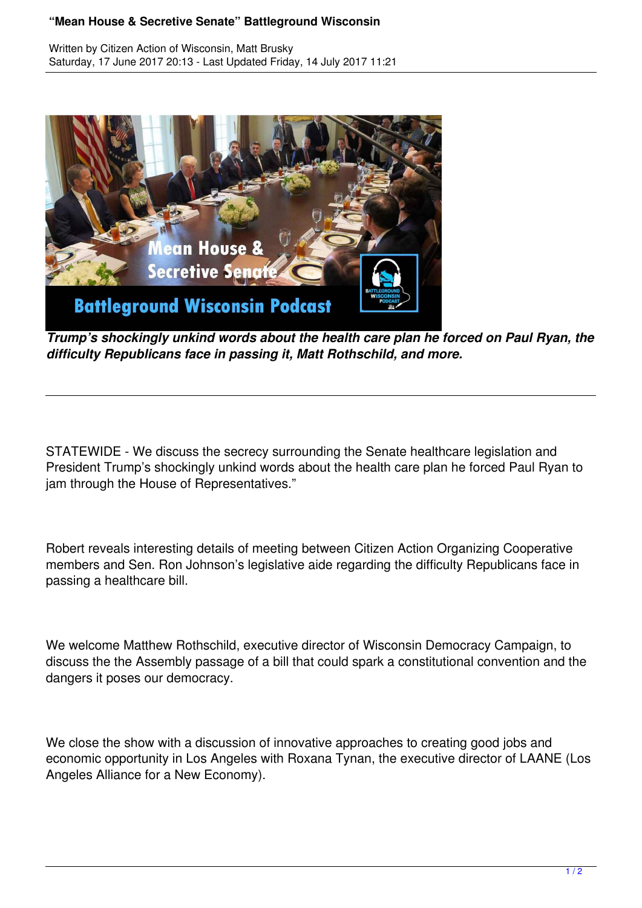# "Mean House & Secretive Senate" Battleground Wisconsin

Written by Citizen Action of Wisconsin, Matt Brusky
Saturday, 17 June 2017 20:13 - Last Updated Friday, 14 July 2017 11:21

***Trump's shockingly unkind words about the health care plan he forced on Paul Ryan, the difficulty Republicans face in passing it, Matt Rothschild, and more.***

---

STATEWIDE - We discuss the secrecy surrounding the Senate healthcare legislation and President Trump's shockingly unkind words about the health care plan he forced Paul Ryan to jam through the House of Representatives."

Robert reveals interesting details of meeting between Citizen Action Organizing Cooperative members and Sen. Ron Johnson's legislative aide regarding the difficulty Republicans face in passing a healthcare bill.

We welcome Matthew Rothschild, executive director of Wisconsin Democracy Campaign, to discuss the the Assembly passage of a bill that could spark a constitutional convention and the dangers it poses our democracy.

We close the show with a discussion of innovative approaches to creating good jobs and economic opportunity in Los Angeles with Roxana Tynan, the executive director of LAANE (Los Angeles Alliance for a New Economy).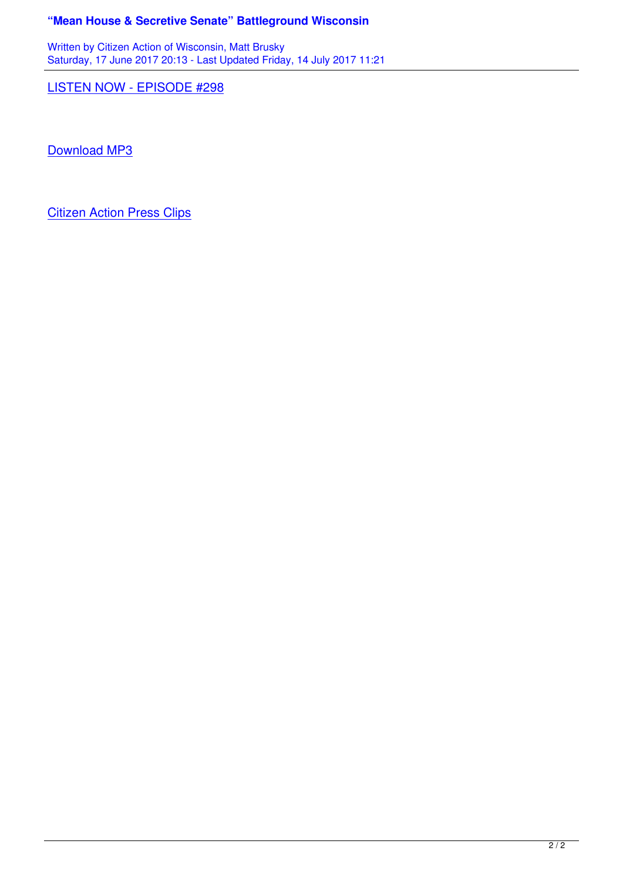LISTEN NOW - EPISODE #298

Download MP3

Citizen Action Press Clips